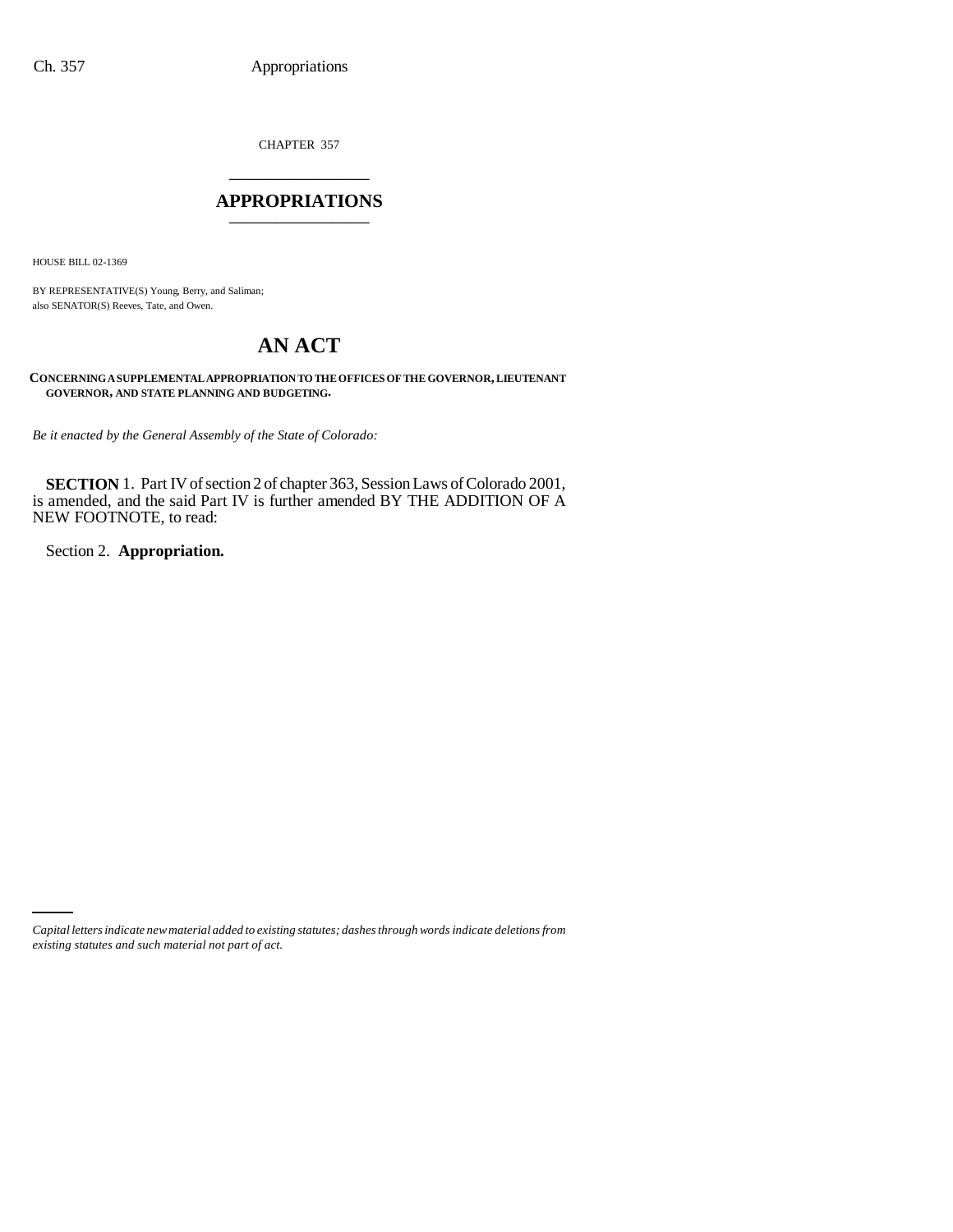CHAPTER 357

## APPROPRIATIONS

HOUSE BILL 02-1369

BY REPRESENTATIVE(S) Young, Berry, and Saliman;
also SENATOR(S) Reeves, Tate, and Owen.

# AN ACT

**CONCERNING A SUPPLEMENTAL APPROPRIATION TO THE OFFICES OF THE GOVERNOR, LIEUTENANT GOVERNOR, AND STATE PLANNING AND BUDGETING.**

*Be it enacted by the General Assembly of the State of Colorado:*

**SECTION 1.** Part IV of section 2 of chapter 363, Session Laws of Colorado 2001, is amended, and the said Part IV is further amended BY THE ADDITION OF A NEW FOOTNOTE, to read:

Section 2. **Appropriation.**

*Capital letters indicate new material added to existing statutes; dashes through words indicate deletions from existing statutes and such material not part of act.*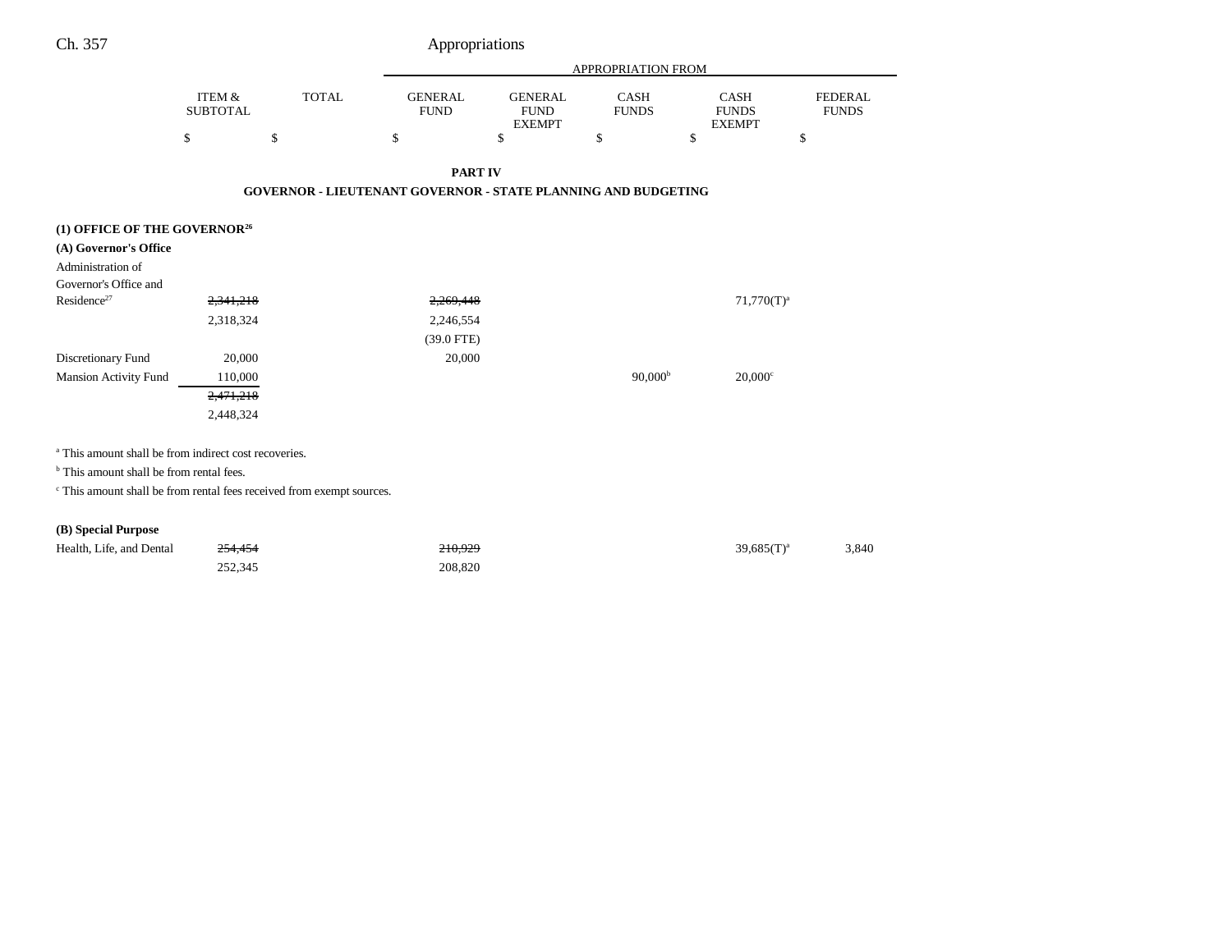| | ITEM & SUBTOTAL | TOTAL | APPROPRIATION FROM GENERAL FUND | GENERAL FUND EXEMPT | CASH FUNDS | CASH FUNDS EXEMPT | FEDERAL FUNDS |
|---|---|---|---|---|---|---|---|
| | $ | $ | $ | $ | $ | $ | $ |

**PART IV**

**GOVERNOR - LIEUTENANT GOVERNOR - STATE PLANNING AND BUDGETING**

**(1) OFFICE OF THE GOVERNOR[26]**

**(A) Governor's Office**

| | ITEM & SUBTOTAL | TOTAL | GENERAL FUND | GENERAL FUND EXEMPT | CASH FUNDS | CASH FUNDS EXEMPT | FEDERAL FUNDS |
|---|---|---|---|---|---|---|---|
| Administration of Governor's Office and Residence[27] | ~~2,341,218~~ | | ~~2,269,448~~ | | | 71,770(T)[a] | |
| | 2,318,324 | | 2,246,554 | | | | |
| | | | (39.0 FTE) | | | | |
| Discretionary Fund | 20,000 | | 20,000 | | | | |
| Mansion Activity Fund | 110,000 | | | | 90,000[b] | 20,000[c] | |
| | ~~2,471,218~~ | | | | | | |
| | 2,448,324 | | | | | | |

[a] This amount shall be from indirect cost recoveries.

[b] This amount shall be from rental fees.

[c] This amount shall be from rental fees received from exempt sources.

**(B) Special Purpose**

| | ITEM & SUBTOTAL | TOTAL | GENERAL FUND | GENERAL FUND EXEMPT | CASH FUNDS | CASH FUNDS EXEMPT | FEDERAL FUNDS |
|---|---|---|---|---|---|---|---|
| Health, Life, and Dental | ~~254,454~~ | | ~~210,929~~ | | | 39,685(T)[a] | 3,840 |
| | 252,345 | | 208,820 | | | | |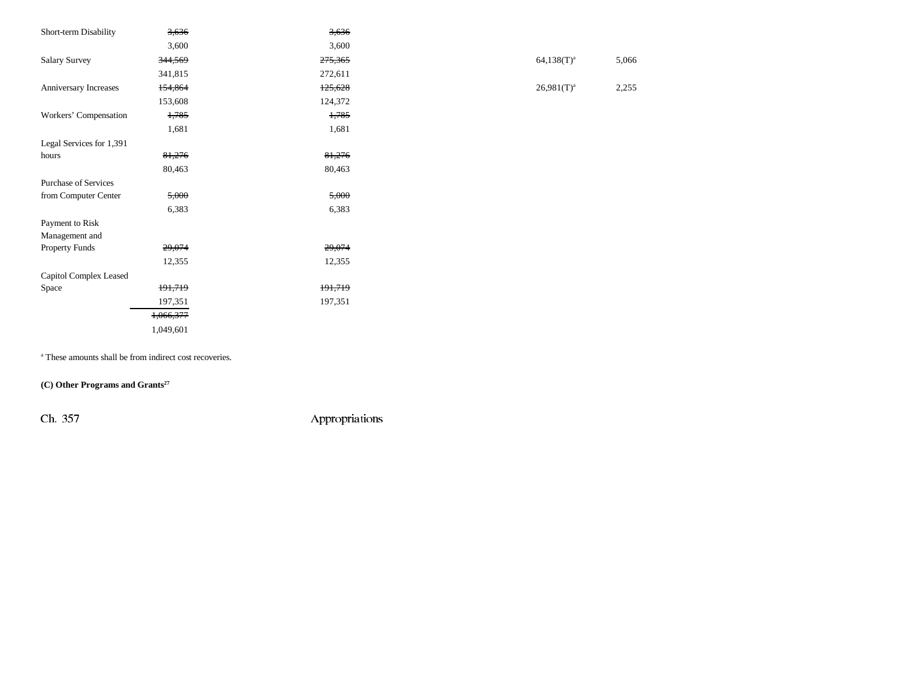| | | | | | |
|---|---|---|---|---|---|
| Short-term Disability | ~~3,636~~ | ~~3,636~~ | | | |
| | 3,600 | 3,600 | | | |
| Salary Survey | ~~344,569~~ | ~~275,365~~ | | 64,138(T)[a] | 5,066 |
| | 341,815 | 272,611 | | | |
| Anniversary Increases | ~~154,864~~ | ~~125,628~~ | | 26,981(T)[a] | 2,255 |
| | 153,608 | 124,372 | | | |
| Workers' Compensation | ~~1,785~~ | ~~1,785~~ | | | |
| | 1,681 | 1,681 | | | |
| Legal Services for 1,391 hours | ~~81,276~~ | ~~81,276~~ | | | |
| | 80,463 | 80,463 | | | |
| Purchase of Services from Computer Center | ~~5,000~~ | ~~5,000~~ | | | |
| | 6,383 | 6,383 | | | |
| Payment to Risk Management and Property Funds | ~~29,074~~ | ~~29,074~~ | | | |
| | 12,355 | 12,355 | | | |
| Capitol Complex Leased Space | ~~191,719~~ | ~~191,719~~ | | | |
| | 197,351 | 197,351 | | | |
| | ~~1,066,377~~ | | | | |
| | 1,049,601 | | | | |

[a] These amounts shall be from indirect cost recoveries.

**(C) Other Programs and Grants[27]**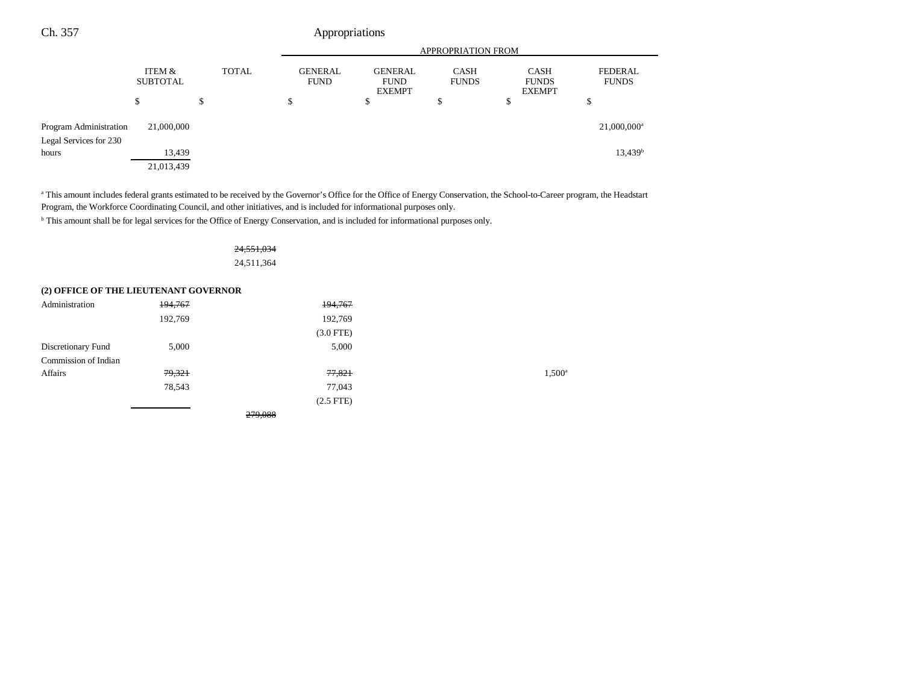| | ITEM & SUBTOTAL | TOTAL | GENERAL FUND | GENERAL FUND EXEMPT | CASH FUNDS | CASH FUNDS EXEMPT | FEDERAL FUNDS |
|---|---|---|---|---|---|---|---|
| | | | APPROPRIATION FROM | | | | |
| | $ | $ | $ | $ | $ | $ | $ |
| Program Administration | 21,000,000 | | | | | | 21,000,000[a] |
| Legal Services for 230 hours | 13,439 | | | | | | 13,439[b] |
| | 21,013,439 | | | | | | |

[a] This amount includes federal grants estimated to be received by the Governor's Office for the Office of Energy Conservation, the School-to-Career program, the Headstart Program, the Workforce Coordinating Council, and other initiatives, and is included for informational purposes only.

[b] This amount shall be for legal services for the Office of Energy Conservation, and is included for informational purposes only.

| | ITEM & SUBTOTAL | TOTAL | GENERAL FUND | GENERAL FUND EXEMPT | CASH FUNDS | CASH FUNDS EXEMPT | FEDERAL FUNDS |
|---|---|---|---|---|---|---|---|
| | | ~~24,551,034~~ | | | | | |
| | | 24,511,364 | | | | | |
| **(2) OFFICE OF THE LIEUTENANT GOVERNOR** | | | | | | | |
| Administration | ~~194,767~~ | | ~~194,767~~ | | | | |
| | 192,769 | | 192,769 | | | | |
| | | | (3.0 FTE) | | | | |
| Discretionary Fund | 5,000 | | 5,000 | | | | |
| Commission of Indian Affairs | ~~79,321~~ | | ~~77,821~~ | | | 1,500[a] | |
| | 78,543 | | 77,043 | | | | |
| | | | (2.5 FTE) | | | | |
| | | ~~279,088~~ | | | | | |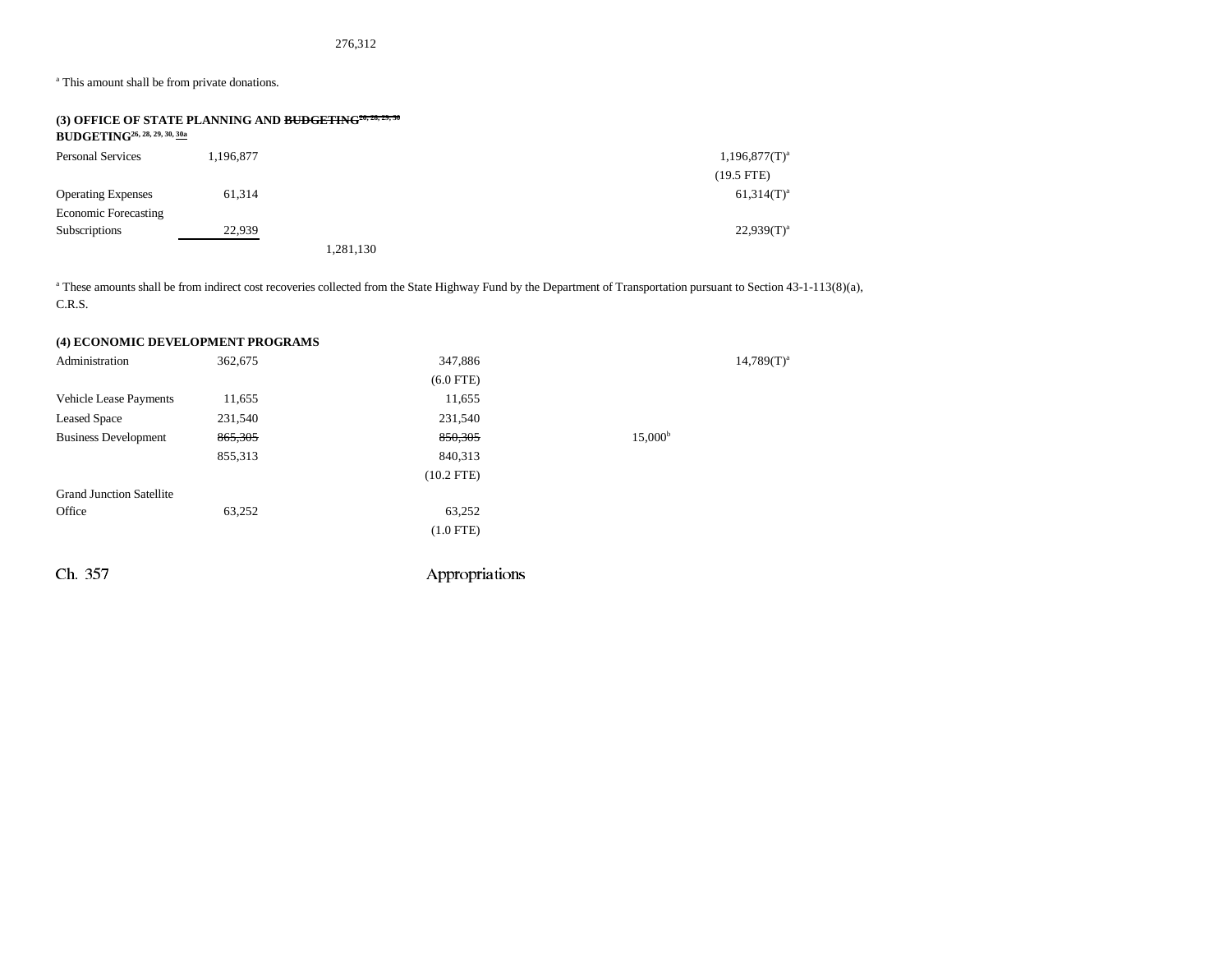276,312

[a] This amount shall be from private donations.

**(3) OFFICE OF STATE PLANNING AND ~~BUDGETING~~[26, 28, 29, 30] BUDGETING[26, 28, 29, 30, 30a]**

| | | | | | |
|---|---|---|---|---|---|
| Personal Services | 1,196,877 | | | | 1,196,877(T)[a] |
| | | | | | (19.5 FTE) |
| Operating Expenses | 61,314 | | | | 61,314(T)[a] |
| Economic Forecasting Subscriptions | 22,939 | | | | 22,939(T)[a] |
| | | 1,281,130 | | | |

[a] These amounts shall be from indirect cost recoveries collected from the State Highway Fund by the Department of Transportation pursuant to Section 43-1-113(8)(a), C.R.S.

**(4) ECONOMIC DEVELOPMENT PROGRAMS**

| | | | | | |
|---|---|---|---|---|---|
| Administration | 362,675 | | 347,886 | | 14,789(T)[a] |
| | | | (6.0 FTE) | | |
| Vehicle Lease Payments | 11,655 | | 11,655 | | |
| Leased Space | 231,540 | | 231,540 | | |
| Business Development | ~~865,305~~ | | ~~850,305~~ | 15,000[b] | |
| | 855,313 | | 840,313 | | |
| | | | (10.2 FTE) | | |
| Grand Junction Satellite Office | 63,252 | | 63,252 | | |
| | | | (1.0 FTE) | | |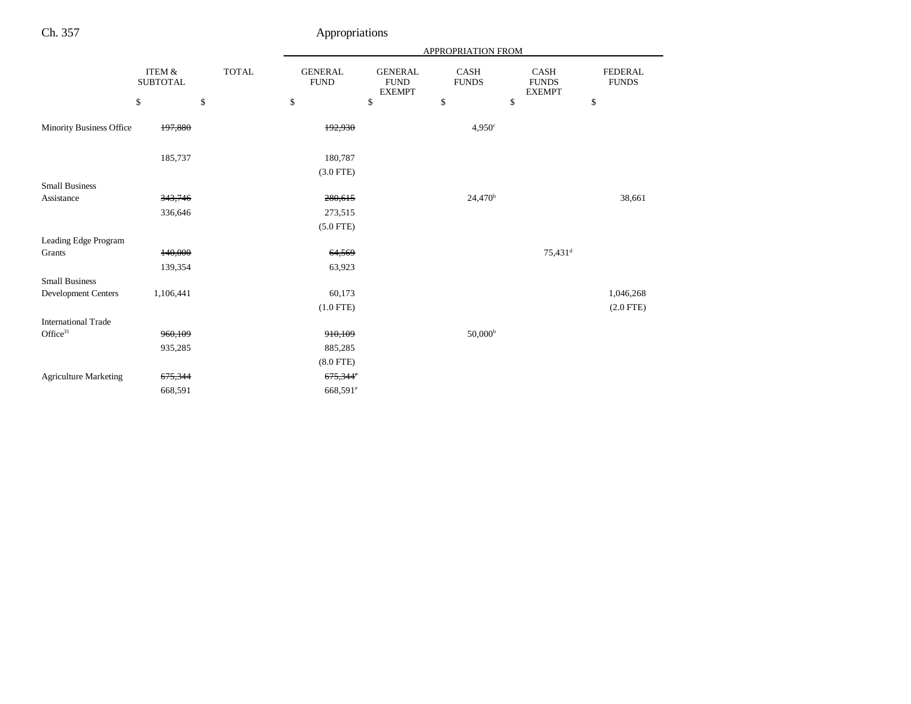| | ITEM & SUBTOTAL | TOTAL | APPROPRIATION FROM GENERAL FUND | GENERAL FUND EXEMPT | CASH FUNDS | CASH FUNDS EXEMPT | FEDERAL FUNDS |
|---|---|---|---|---|---|---|---|
| | $ | $ | $ | $ | $ | $ | $ |
| Minority Business Office | ~~197,880~~ | | ~~192,930~~ | | 4,950[c] | | |
| | 185,737 | | 180,787 | | | | |
| | | | (3.0 FTE) | | | | |
| Small Business Assistance | ~~343,746~~ | | ~~280,615~~ | | 24,470[b] | | 38,661 |
| | 336,646 | | 273,515 | | | | |
| | | | (5.0 FTE) | | | | |
| Leading Edge Program Grants | ~~140,000~~ | | ~~64,569~~ | | | 75,431[d] | |
| | 139,354 | | 63,923 | | | | |
| Small Business Development Centers | 1,106,441 | | 60,173 | | | | 1,046,268 |
| | | | (1.0 FTE) | | | | (2.0 FTE) |
| International Trade Office[31] | ~~960,109~~ | | ~~910,109~~ | | 50,000[b] | | |
| | 935,285 | | 885,285 | | | | |
| | | | (8.0 FTE) | | | | |
| Agriculture Marketing | ~~675,344~~ | | ~~675,344[e]~~ | | | | |
| | 668,591 | | 668,591[e] | | | | |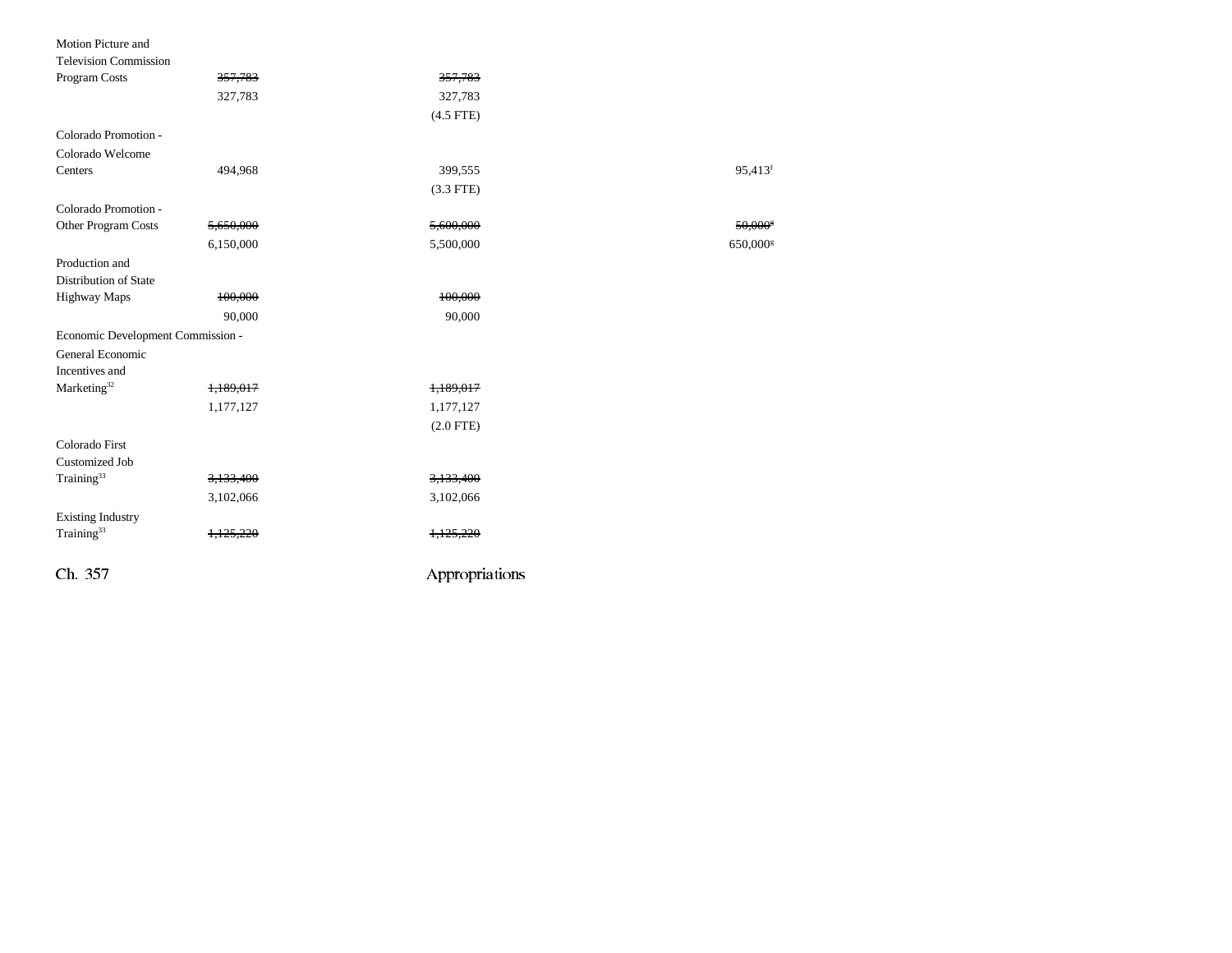| | | | | | |
|---|---|---|---|---|---|
| Motion Picture and Television Commission Program Costs | ~~357,783~~ 327,783 | ~~357,783~~ 327,783 (4.5 FTE) | | | |
| Colorado Promotion - Colorado Welcome Centers | 494,968 | 399,555 (3.3 FTE) | | 95,413[f] | |
| Colorado Promotion - Other Program Costs | ~~5,650,000~~ 6,150,000 | ~~5,600,000~~ 5,500,000 | | ~~50,000[g]~~ 650,000[g] | |
| Production and Distribution of State Highway Maps | ~~100,000~~ 90,000 | ~~100,000~~ 90,000 | | | |
| Economic Development Commission - General Economic Incentives and Marketing[32] | ~~1,189,017~~ 1,177,127 | ~~1,189,017~~ 1,177,127 (2.0 FTE) | | | |
| Colorado First Customized Job Training[33] | ~~3,133,400~~ 3,102,066 | ~~3,133,400~~ 3,102,066 | | | |
| Existing Industry Training[33] | ~~1,125,220~~ | ~~1,125,220~~ | | | |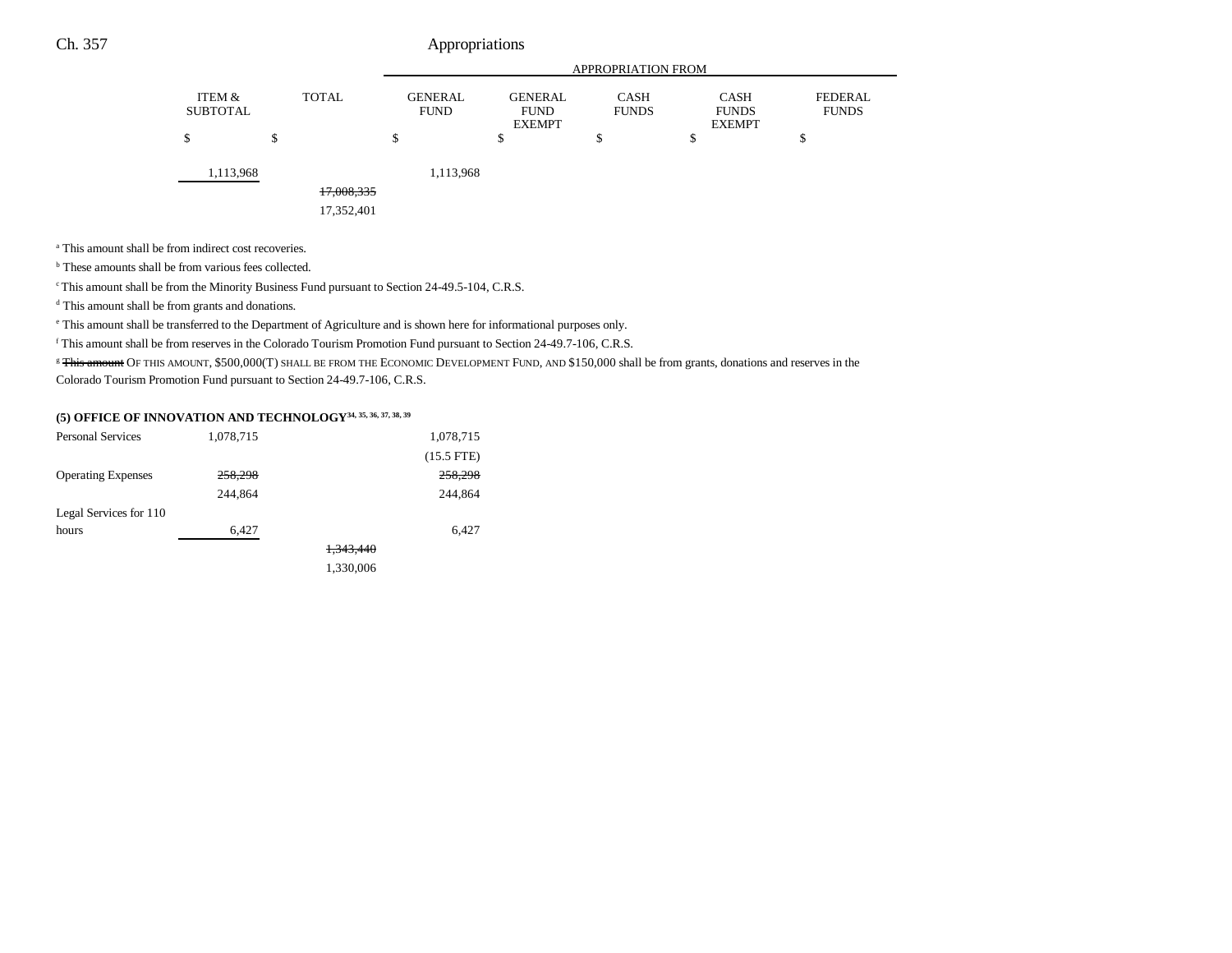| | ITEM & SUBTOTAL | TOTAL | GENERAL FUND | GENERAL FUND EXEMPT | CASH FUNDS | CASH FUNDS EXEMPT | FEDERAL FUNDS |
|---|---|---|---|---|---|---|---|
| | | | APPROPRIATION FROM | | | | |
| | $ | $ | $ | $ | $ | $ | $ |
| | 1,113,968 | | 1,113,968 | | | | |
| | | ~~17,008,335~~ | | | | | |
| | | 17,352,401 | | | | | |

[a] This amount shall be from indirect cost recoveries.

[b] These amounts shall be from various fees collected.

[c] This amount shall be from the Minority Business Fund pursuant to Section 24-49.5-104, C.R.S.

[d] This amount shall be from grants and donations.

[e] This amount shall be transferred to the Department of Agriculture and is shown here for informational purposes only.

[f] This amount shall be from reserves in the Colorado Tourism Promotion Fund pursuant to Section 24-49.7-106, C.R.S.

[g] ~~This amount~~ OF THIS AMOUNT, $500,000(T) SHALL BE FROM THE ECONOMIC DEVELOPMENT FUND, AND $150,000 shall be from grants, donations and reserves in the Colorado Tourism Promotion Fund pursuant to Section 24-49.7-106, C.R.S.

**(5) OFFICE OF INNOVATION AND TECHNOLOGY[34, 35, 36, 37, 38, 39]**

| | ITEM & SUBTOTAL | TOTAL | GENERAL FUND | GENERAL FUND EXEMPT | CASH FUNDS | CASH FUNDS EXEMPT | FEDERAL FUNDS |
|---|---|---|---|---|---|---|---|
| Personal Services | 1,078,715 | | 1,078,715 | | | | |
| | | | (15.5 FTE) | | | | |
| Operating Expenses | ~~258,298~~ | | ~~258,298~~ | | | | |
| | 244,864 | | 244,864 | | | | |
| Legal Services for 110 hours | 6,427 | | 6,427 | | | | |
| | | ~~1,343,440~~ | | | | | |
| | | 1,330,006 | | | | | |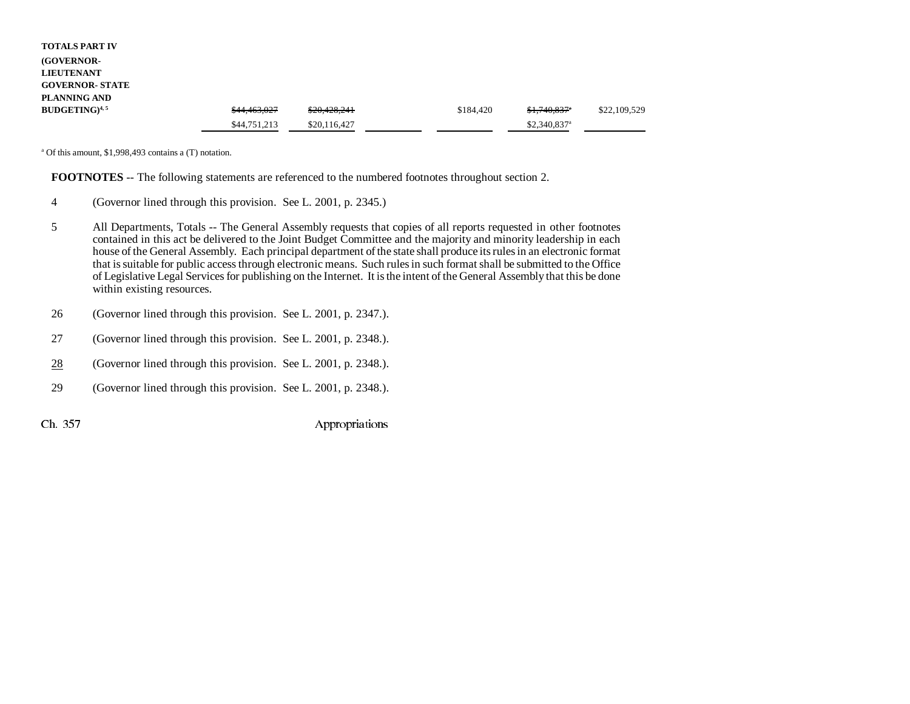| | | | | | | |
|---|---|---|---|---|---|---|
| **TOTALS PART IV (GOVERNOR- LIEUTENANT GOVERNOR- STATE PLANNING AND BUDGETING)**[4, 5] | ~~$44,463,027~~ | ~~$20,428,241~~ | | $184,420 | ~~$1,740,837~~[a] | $22,109,529 |
| | $44,751,213 | $20,116,427 | | | $2,340,837[a] | |

[a] Of this amount, $1,998,493 contains a (T) notation.

**FOOTNOTES** -- The following statements are referenced to the numbered footnotes throughout section 2.

4 (Governor lined through this provision. See L. 2001, p. 2345.)

5 All Departments, Totals -- The General Assembly requests that copies of all reports requested in other footnotes contained in this act be delivered to the Joint Budget Committee and the majority and minority leadership in each house of the General Assembly. Each principal department of the state shall produce its rules in an electronic format that is suitable for public access through electronic means. Such rules in such format shall be submitted to the Office of Legislative Legal Services for publishing on the Internet. It is the intent of the General Assembly that this be done within existing resources.

26 (Governor lined through this provision. See L. 2001, p. 2347.).

27 (Governor lined through this provision. See L. 2001, p. 2348.).

28 (Governor lined through this provision. See L. 2001, p. 2348.).

29 (Governor lined through this provision. See L. 2001, p. 2348.).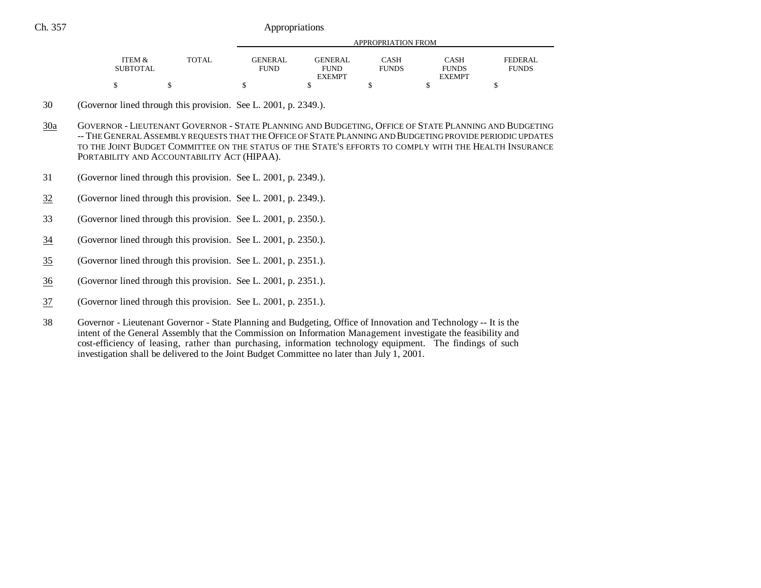| ITEM & SUBTOTAL | TOTAL | APPROPRIATION FROM | | | | |
|---|---|---|---|---|---|---|
| | | GENERAL FUND | GENERAL FUND EXEMPT | CASH FUNDS | CASH FUNDS EXEMPT | FEDERAL FUNDS |
| $ | $ | $ | $ | $ | $ | $ |

30 (Governor lined through this provision. See L. 2001, p. 2349.).

30a GOVERNOR - LIEUTENANT GOVERNOR - STATE PLANNING AND BUDGETING, OFFICE OF STATE PLANNING AND BUDGETING -- THE GENERAL ASSEMBLY REQUESTS THAT THE OFFICE OF STATE PLANNING AND BUDGETING PROVIDE PERIODIC UPDATES TO THE JOINT BUDGET COMMITTEE ON THE STATUS OF THE STATE'S EFFORTS TO COMPLY WITH THE HEALTH INSURANCE PORTABILITY AND ACCOUNTABILITY ACT (HIPAA).

31 (Governor lined through this provision. See L. 2001, p. 2349.).

32 (Governor lined through this provision. See L. 2001, p. 2349.).

33 (Governor lined through this provision. See L. 2001, p. 2350.).

34 (Governor lined through this provision. See L. 2001, p. 2350.).

35 (Governor lined through this provision. See L. 2001, p. 2351.).

36 (Governor lined through this provision. See L. 2001, p. 2351.).

37 (Governor lined through this provision. See L. 2001, p. 2351.).

38 Governor - Lieutenant Governor - State Planning and Budgeting, Office of Innovation and Technology -- It is the intent of the General Assembly that the Commission on Information Management investigate the feasibility and cost-efficiency of leasing, rather than purchasing, information technology equipment. The findings of such investigation shall be delivered to the Joint Budget Committee no later than July 1, 2001.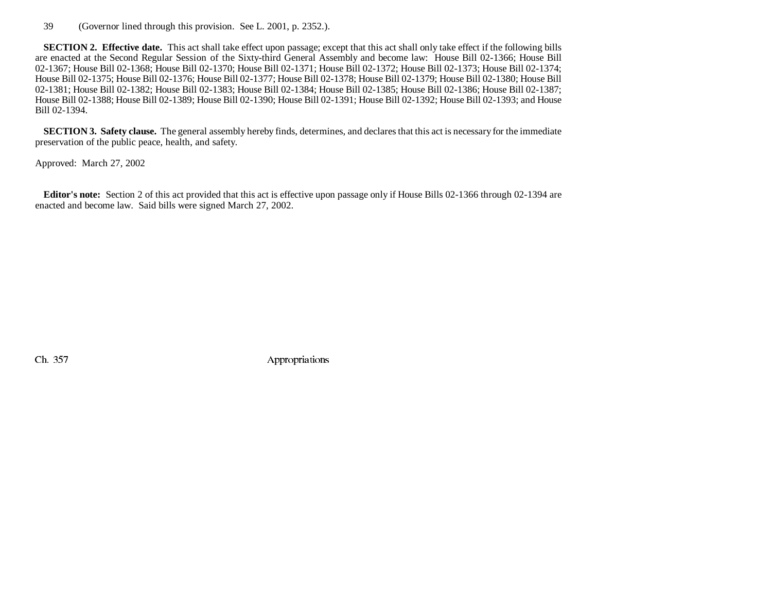39 (Governor lined through this provision. See L. 2001, p. 2352.).

**SECTION 2. Effective date.** This act shall take effect upon passage; except that this act shall only take effect if the following bills are enacted at the Second Regular Session of the Sixty-third General Assembly and become law: House Bill 02-1366; House Bill 02-1367; House Bill 02-1368; House Bill 02-1370; House Bill 02-1371; House Bill 02-1372; House Bill 02-1373; House Bill 02-1374; House Bill 02-1375; House Bill 02-1376; House Bill 02-1377; House Bill 02-1378; House Bill 02-1379; House Bill 02-1380; House Bill 02-1381; House Bill 02-1382; House Bill 02-1383; House Bill 02-1384; House Bill 02-1385; House Bill 02-1386; House Bill 02-1387; House Bill 02-1388; House Bill 02-1389; House Bill 02-1390; House Bill 02-1391; House Bill 02-1392; House Bill 02-1393; and House Bill 02-1394.

**SECTION 3. Safety clause.** The general assembly hereby finds, determines, and declares that this act is necessary for the immediate preservation of the public peace, health, and safety.

Approved: March 27, 2002

**Editor's note:** Section 2 of this act provided that this act is effective upon passage only if House Bills 02-1366 through 02-1394 are enacted and become law. Said bills were signed March 27, 2002.